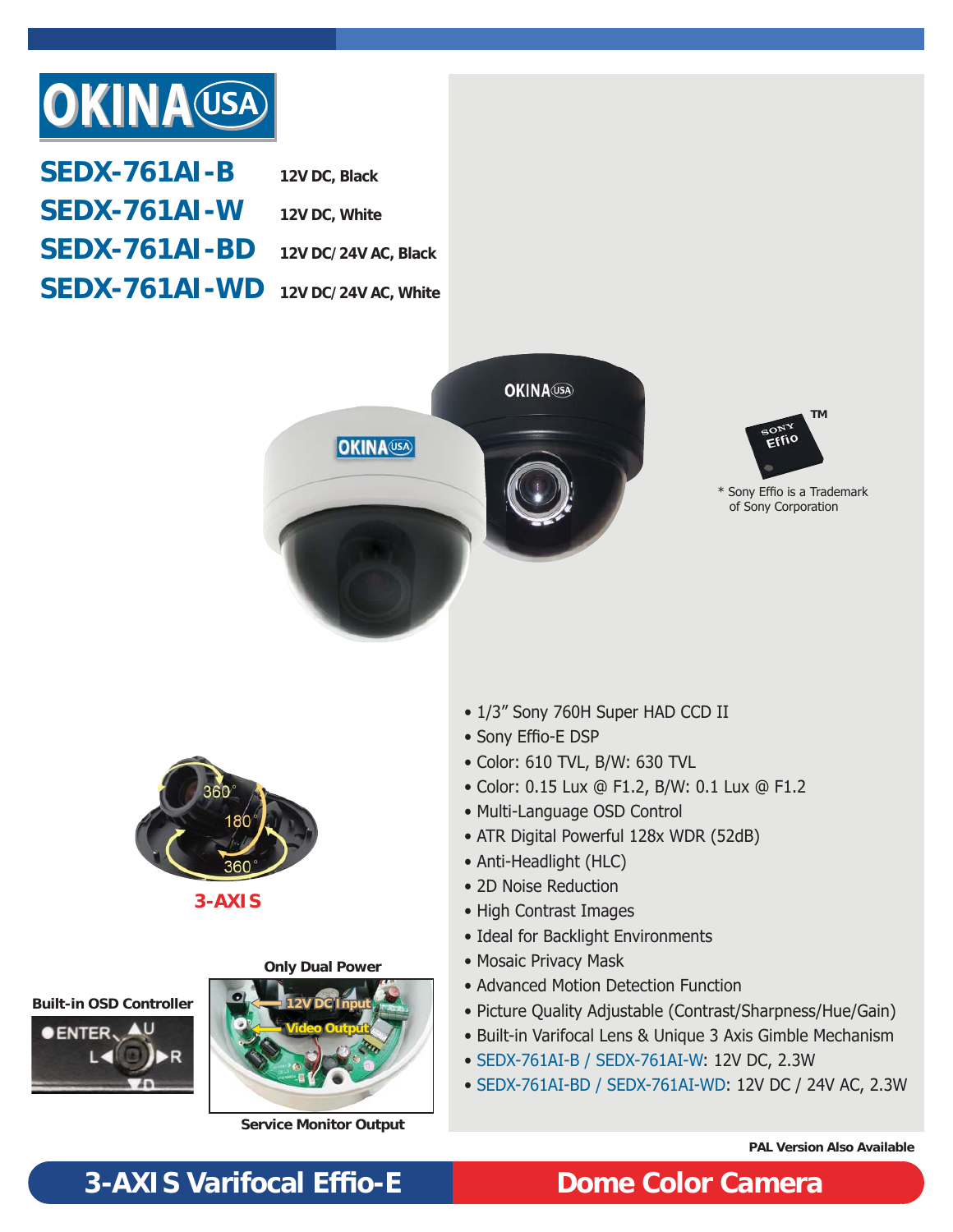# OKINA USA

| Model | Description |
| --- | --- |
| **SEDX-761AI-B** | 12V DC, Black |
| **SEDX-761AI-W** | 12V DC, White |
| **SEDX-761AI-BD** | 12V DC/24V AC, Black |
| **SEDX-761AI-WD** | 12V DC/24V AC, White |

\* Sony Effio is a Trademark of Sony Corporation

**3-AXIS**

**Built-in OSD Controller**

**Only Dual Power**

12V DC Input

Video Output

**Service Monitor Output**

- 1/3" Sony 760H Super HAD CCD II
- Sony Effio-E DSP
- Color: 610 TVL, B/W: 630 TVL
- Color: 0.15 Lux @ F1.2, B/W: 0.1 Lux @ F1.2
- Multi-Language OSD Control
- ATR Digital Powerful 128x WDR (52dB)
- Anti-Headlight (HLC)
- 2D Noise Reduction
- High Contrast Images
- Ideal for Backlight Environments
- Mosaic Privacy Mask
- Advanced Motion Detection Function
- Picture Quality Adjustable (Contrast/Sharpness/Hue/Gain)
- Built-in Varifocal Lens & Unique 3 Axis Gimble Mechanism
- SEDX-761AI-B / SEDX-761AI-W: 12V DC, 2.3W
- SEDX-761AI-BD / SEDX-761AI-WD: 12V DC / 24V AC, 2.3W

**PAL Version Also Available**

## 3-AXIS Varifocal Effio-E Dome Color Camera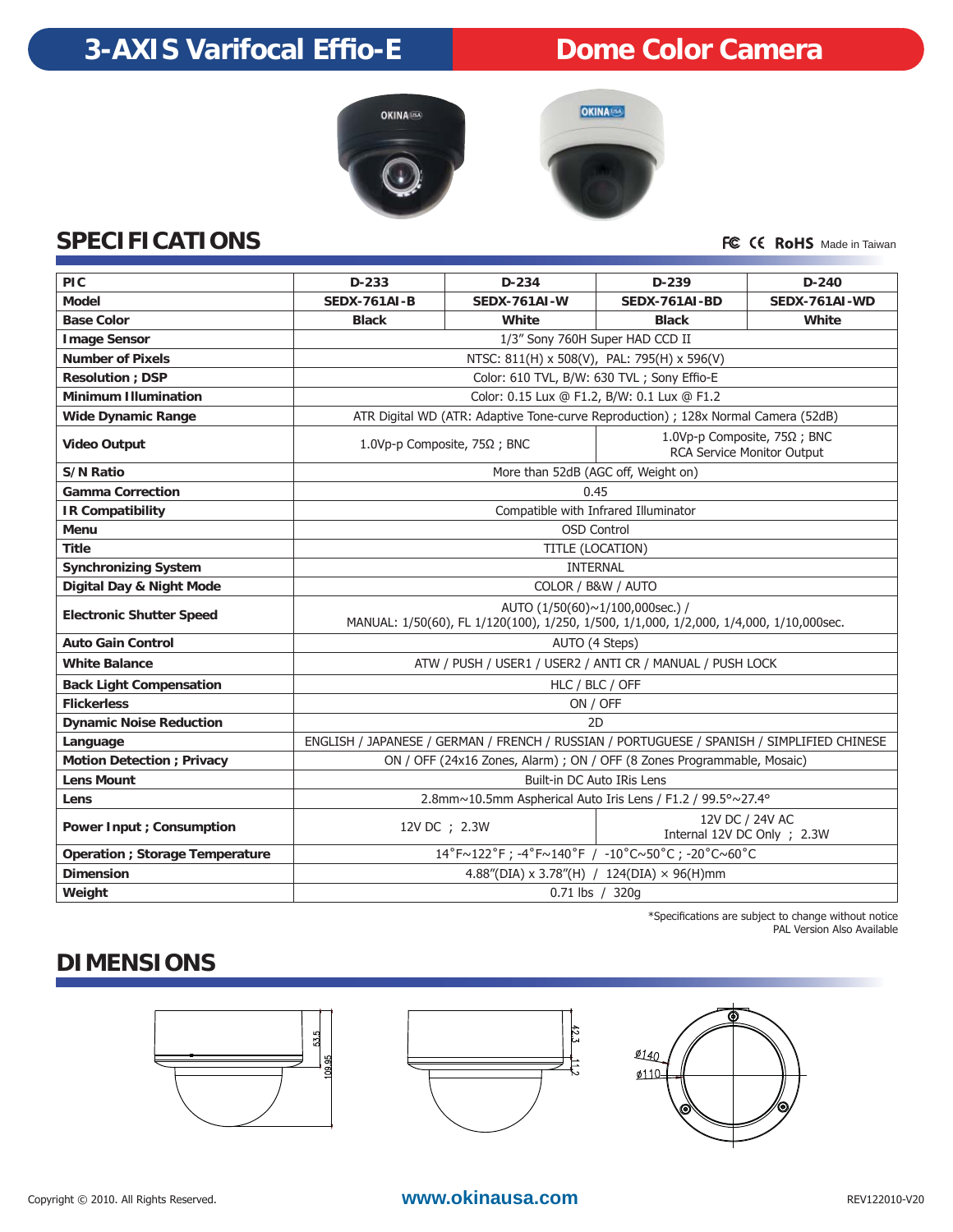# 3-AXIS Varifocal Effio-E Dome Color Camera

## SPECIFICATIONS

FC CE RoHS Made in Taiwan

| PIC | D-233 | D-234 | D-239 | D-240 |
|---|---|---|---|---|
| Model | SEDX-761AI-B | SEDX-761AI-W | SEDX-761AI-BD | SEDX-761AI-WD |
| Base Color | Black | White | Black | White |
| Image Sensor | 1/3" Sony 760H Super HAD CCD II | | | |
| Number of Pixels | NTSC: 811(H) x 508(V), PAL: 795(H) x 596(V) | | | |
| Resolution ; DSP | Color: 610 TVL, B/W: 630 TVL ; Sony Effio-E | | | |
| Minimum Illumination | Color: 0.15 Lux @ F1.2, B/W: 0.1 Lux @ F1.2 | | | |
| Wide Dynamic Range | ATR Digital WD (ATR: Adaptive Tone-curve Reproduction) ; 128x Normal Camera (52dB) | | | |
| Video Output | 1.0Vp-p Composite, 75Ω ; BNC | | 1.0Vp-p Composite, 75Ω ; BNC RCA Service Monitor Output | |
| S/N Ratio | More than 52dB (AGC off, Weight on) | | | |
| Gamma Correction | 0.45 | | | |
| IR Compatibility | Compatible with Infrared Illuminator | | | |
| Menu | OSD Control | | | |
| Title | TITLE (LOCATION) | | | |
| Synchronizing System | INTERNAL | | | |
| Digital Day & Night Mode | COLOR / B&W / AUTO | | | |
| Electronic Shutter Speed | AUTO (1/50(60)~1/100,000sec.) / MANUAL: 1/50(60), FL 1/120(100), 1/250, 1/500, 1/1,000, 1/2,000, 1/4,000, 1/10,000sec. | | | |
| Auto Gain Control | AUTO (4 Steps) | | | |
| White Balance | ATW / PUSH / USER1 / USER2 / ANTI CR / MANUAL / PUSH LOCK | | | |
| Back Light Compensation | HLC / BLC / OFF | | | |
| Flickerless | ON / OFF | | | |
| Dynamic Noise Reduction | 2D | | | |
| Language | ENGLISH / JAPANESE / GERMAN / FRENCH / RUSSIAN / PORTUGUESE / SPANISH / SIMPLIFIED CHINESE | | | |
| Motion Detection ; Privacy | ON / OFF (24x16 Zones, Alarm) ; ON / OFF (8 Zones Programmable, Mosaic) | | | |
| Lens Mount | Built-in DC Auto IRis Lens | | | |
| Lens | 2.8mm~10.5mm Aspherical Auto Iris Lens / F1.2 / 99.5°~27.4° | | | |
| Power Input ; Consumption | 12V DC ; 2.3W | | 12V DC / 24V AC Internal 12V DC Only ; 2.3W | |
| Operation ; Storage Temperature | 14˚F~122˚F ; -4˚F~140˚F / -10˚C~50˚C ; -20˚C~60˚C | | | |
| Dimension | 4.88"(DIA) x 3.78"(H) / 124(DIA) × 96(H)mm | | | |
| Weight | 0.71 lbs / 320g | | | |

*Specifications are subject to change without notice
PAL Version Also Available

## DIMENSIONS

53.5
109.95
42.3
11.2
ø140
ø110

Copyright © 2010. All Rights Reserved. www.okinausa.com REV122010-V20